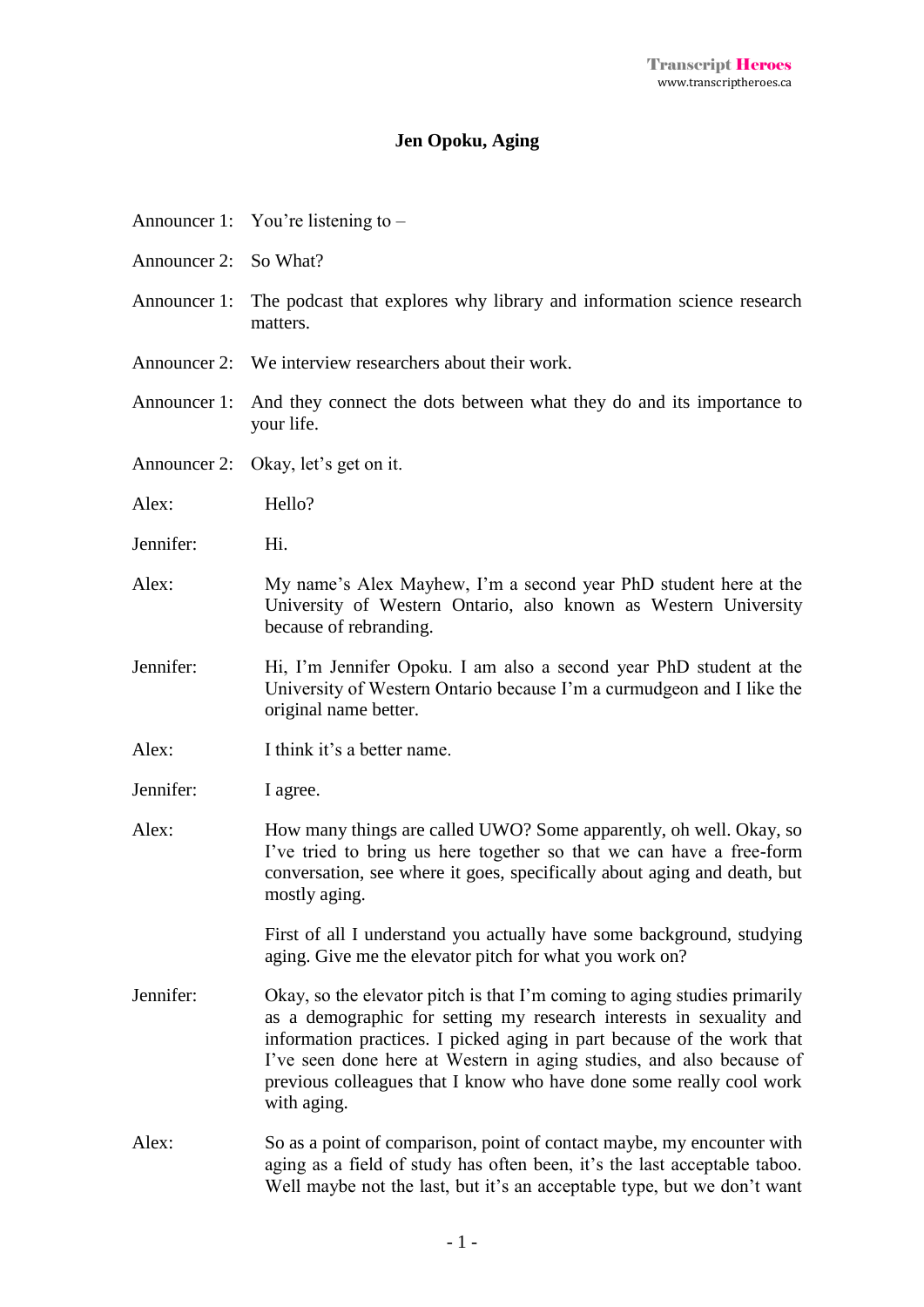**Jen Opoku, Aging**

Announcer 1: You're listening to –

Announcer 2: So What?

Announcer 1: The podcast that explores why library and information science research matters.

Announcer 2: We interview researchers about their work.

Announcer 1: And they connect the dots between what they do and its importance to your life.

Announcer 2: Okay, let's get on it.

Alex: Hello?

Jennifer: Hi.

Alex: My name's Alex Mayhew, I'm a second year PhD student here at the University of Western Ontario, also known as Western University because of rebranding.

Jennifer: Hi, I'm Jennifer Opoku. I am also a second year PhD student at the University of Western Ontario because I'm a curmudgeon and I like the original name better.

Alex: I think it's a better name.

Jennifer: I agree.

Alex: How many things are called UWO? Some apparently, oh well. Okay, so I've tried to bring us here together so that we can have a free-form conversation, see where it goes, specifically about aging and death, but mostly aging.

First of all I understand you actually have some background, studying aging. Give me the elevator pitch for what you work on?

Jennifer: Okay, so the elevator pitch is that I'm coming to aging studies primarily as a demographic for setting my research interests in sexuality and information practices. I picked aging in part because of the work that I've seen done here at Western in aging studies, and also because of previous colleagues that I know who have done some really cool work with aging.

Alex: So as a point of comparison, point of contact maybe, my encounter with aging as a field of study has often been, it's the last acceptable taboo. Well maybe not the last, but it's an acceptable type, but we don't want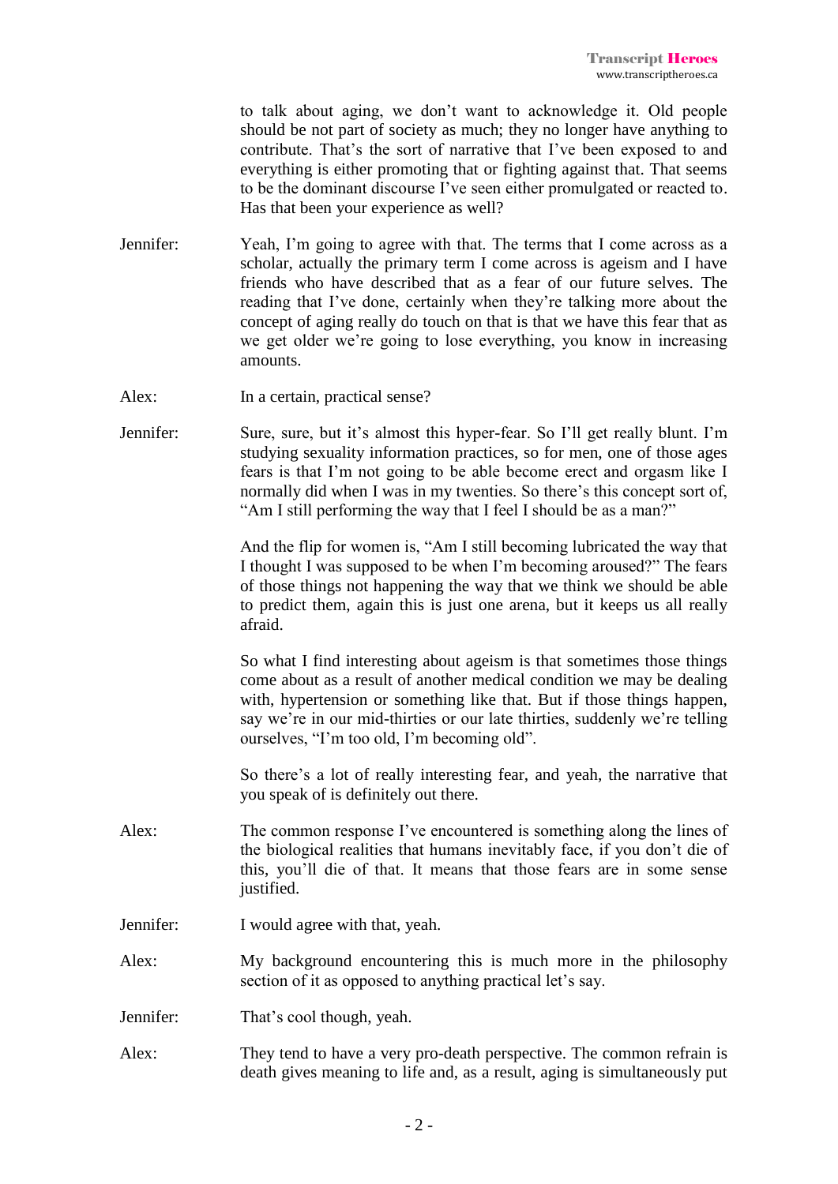to talk about aging, we don't want to acknowledge it. Old people should be not part of society as much; they no longer have anything to contribute. That's the sort of narrative that I've been exposed to and everything is either promoting that or fighting against that. That seems to be the dominant discourse I've seen either promulgated or reacted to. Has that been your experience as well?

Jennifer: Yeah, I'm going to agree with that. The terms that I come across as a scholar, actually the primary term I come across is ageism and I have friends who have described that as a fear of our future selves. The reading that I've done, certainly when they're talking more about the concept of aging really do touch on that is that we have this fear that as we get older we're going to lose everything, you know in increasing amounts.

Alex: In a certain, practical sense?

Jennifer: Sure, sure, but it's almost this hyper-fear. So I'll get really blunt. I'm studying sexuality information practices, so for men, one of those ages fears is that I'm not going to be able become erect and orgasm like I normally did when I was in my twenties. So there's this concept sort of, "Am I still performing the way that I feel I should be as a man?"

And the flip for women is, "Am I still becoming lubricated the way that I thought I was supposed to be when I'm becoming aroused?" The fears of those things not happening the way that we think we should be able to predict them, again this is just one arena, but it keeps us all really afraid.

So what I find interesting about ageism is that sometimes those things come about as a result of another medical condition we may be dealing with, hypertension or something like that. But if those things happen, say we're in our mid-thirties or our late thirties, suddenly we're telling ourselves, "I'm too old, I'm becoming old".

So there's a lot of really interesting fear, and yeah, the narrative that you speak of is definitely out there.

Alex: The common response I've encountered is something along the lines of the biological realities that humans inevitably face, if you don't die of this, you'll die of that. It means that those fears are in some sense justified.

Jennifer: I would agree with that, yeah.

Alex: My background encountering this is much more in the philosophy section of it as opposed to anything practical let's say.

Jennifer: That's cool though, yeah.

Alex: They tend to have a very pro-death perspective. The common refrain is death gives meaning to life and, as a result, aging is simultaneously put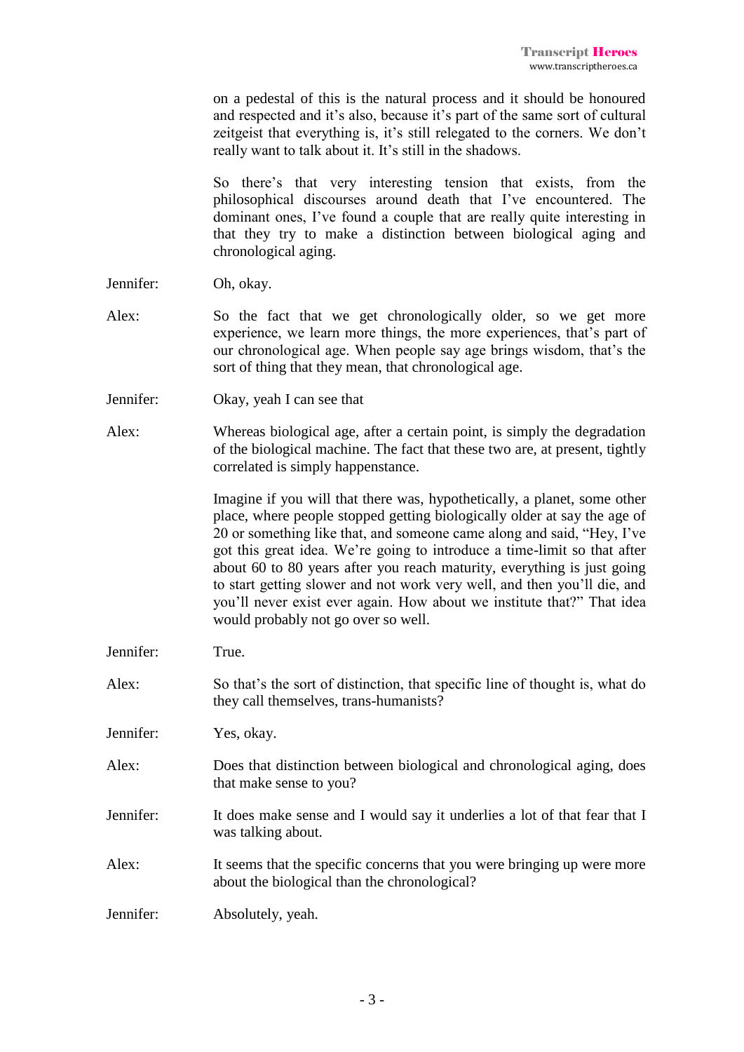on a pedestal of this is the natural process and it should be honoured and respected and it's also, because it's part of the same sort of cultural zeitgeist that everything is, it's still relegated to the corners. We don't really want to talk about it. It's still in the shadows.

So there's that very interesting tension that exists, from the philosophical discourses around death that I've encountered. The dominant ones, I've found a couple that are really quite interesting in that they try to make a distinction between biological aging and chronological aging.

Jennifer: Oh, okay.

Alex: So the fact that we get chronologically older, so we get more experience, we learn more things, the more experiences, that's part of our chronological age. When people say age brings wisdom, that's the sort of thing that they mean, that chronological age.

Jennifer: Okay, yeah I can see that

Alex: Whereas biological age, after a certain point, is simply the degradation of the biological machine. The fact that these two are, at present, tightly correlated is simply happenstance.

Imagine if you will that there was, hypothetically, a planet, some other place, where people stopped getting biologically older at say the age of 20 or something like that, and someone came along and said, "Hey, I've got this great idea. We're going to introduce a time-limit so that after about 60 to 80 years after you reach maturity, everything is just going to start getting slower and not work very well, and then you'll die, and you'll never exist ever again. How about we institute that?" That idea would probably not go over so well.

Jennifer: True.

Alex: So that's the sort of distinction, that specific line of thought is, what do they call themselves, trans-humanists?

Jennifer: Yes, okay.

Alex: Does that distinction between biological and chronological aging, does that make sense to you?

Jennifer: It does make sense and I would say it underlies a lot of that fear that I was talking about.

Alex: It seems that the specific concerns that you were bringing up were more about the biological than the chronological?

Jennifer: Absolutely, yeah.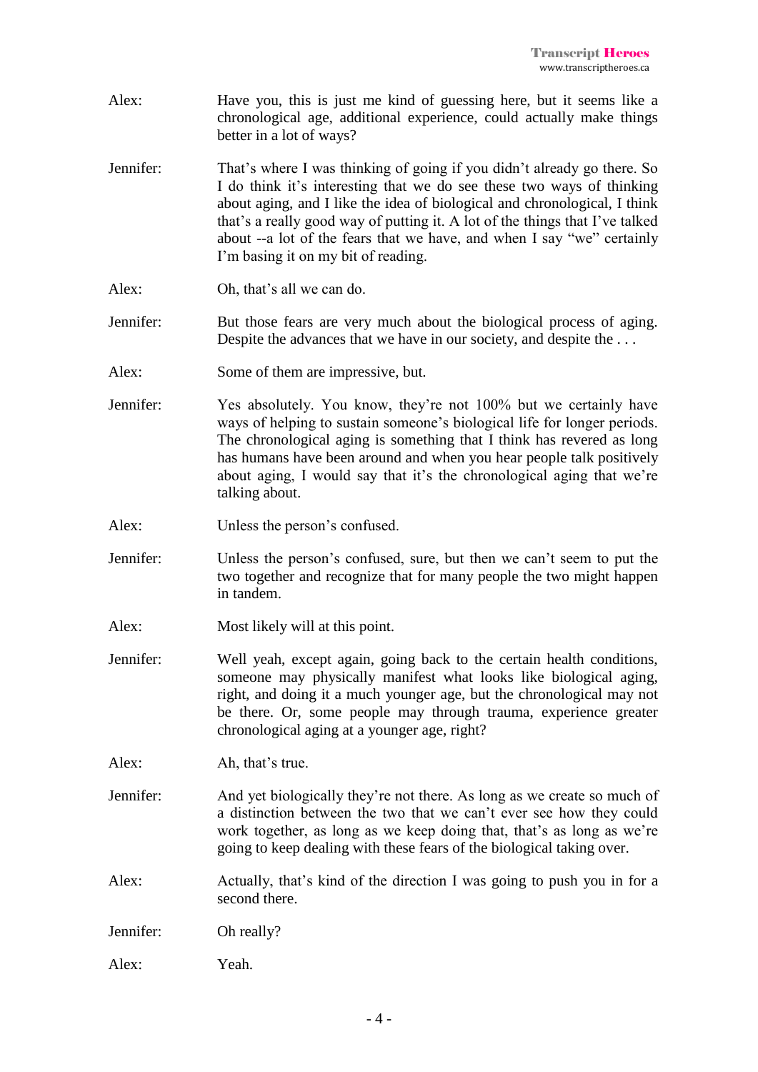Alex: Have you, this is just me kind of guessing here, but it seems like a chronological age, additional experience, could actually make things better in a lot of ways?

Jennifer: That's where I was thinking of going if you didn't already go there. So I do think it's interesting that we do see these two ways of thinking about aging, and I like the idea of biological and chronological, I think that's a really good way of putting it. A lot of the things that I've talked about --a lot of the fears that we have, and when I say "we" certainly I'm basing it on my bit of reading.

Alex: Oh, that's all we can do.

Jennifer: But those fears are very much about the biological process of aging. Despite the advances that we have in our society, and despite the . . .

Alex: Some of them are impressive, but.

Jennifer: Yes absolutely. You know, they're not 100% but we certainly have ways of helping to sustain someone's biological life for longer periods. The chronological aging is something that I think has revered as long has humans have been around and when you hear people talk positively about aging, I would say that it's the chronological aging that we're talking about.

Alex: Unless the person's confused.

Jennifer: Unless the person's confused, sure, but then we can't seem to put the two together and recognize that for many people the two might happen in tandem.

Alex: Most likely will at this point.

Jennifer: Well yeah, except again, going back to the certain health conditions, someone may physically manifest what looks like biological aging, right, and doing it a much younger age, but the chronological may not be there. Or, some people may through trauma, experience greater chronological aging at a younger age, right?

Alex: Ah, that's true.

Jennifer: And yet biologically they're not there. As long as we create so much of a distinction between the two that we can't ever see how they could work together, as long as we keep doing that, that's as long as we're going to keep dealing with these fears of the biological taking over.

Alex: Actually, that's kind of the direction I was going to push you in for a second there.

Jennifer: Oh really?

Alex: Yeah.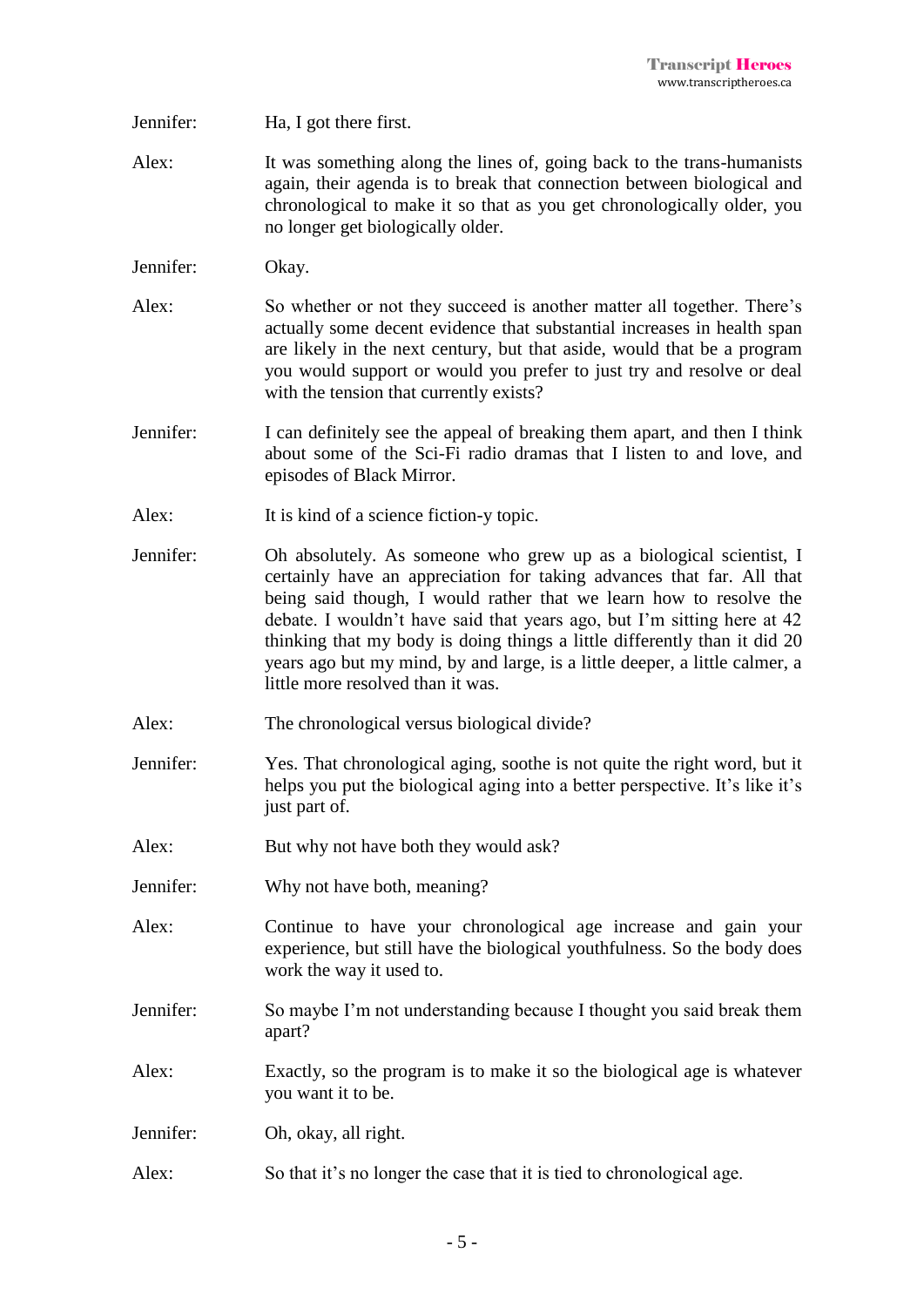Jennifer: Ha, I got there first.

Alex: It was something along the lines of, going back to the trans-humanists again, their agenda is to break that connection between biological and chronological to make it so that as you get chronologically older, you no longer get biologically older.

Jennifer: Okay.

Alex: So whether or not they succeed is another matter all together. There's actually some decent evidence that substantial increases in health span are likely in the next century, but that aside, would that be a program you would support or would you prefer to just try and resolve or deal with the tension that currently exists?

Jennifer: I can definitely see the appeal of breaking them apart, and then I think about some of the Sci-Fi radio dramas that I listen to and love, and episodes of Black Mirror.

Alex: It is kind of a science fiction-y topic.

Jennifer: Oh absolutely. As someone who grew up as a biological scientist, I certainly have an appreciation for taking advances that far. All that being said though, I would rather that we learn how to resolve the debate. I wouldn't have said that years ago, but I'm sitting here at 42 thinking that my body is doing things a little differently than it did 20 years ago but my mind, by and large, is a little deeper, a little calmer, a little more resolved than it was.

Alex: The chronological versus biological divide?

Jennifer: Yes. That chronological aging, soothe is not quite the right word, but it helps you put the biological aging into a better perspective. It's like it's just part of.

Alex: But why not have both they would ask?

Jennifer: Why not have both, meaning?

Alex: Continue to have your chronological age increase and gain your experience, but still have the biological youthfulness. So the body does work the way it used to.

Jennifer: So maybe I'm not understanding because I thought you said break them apart?

Alex: Exactly, so the program is to make it so the biological age is whatever you want it to be.

Jennifer: Oh, okay, all right.

Alex: So that it's no longer the case that it is tied to chronological age.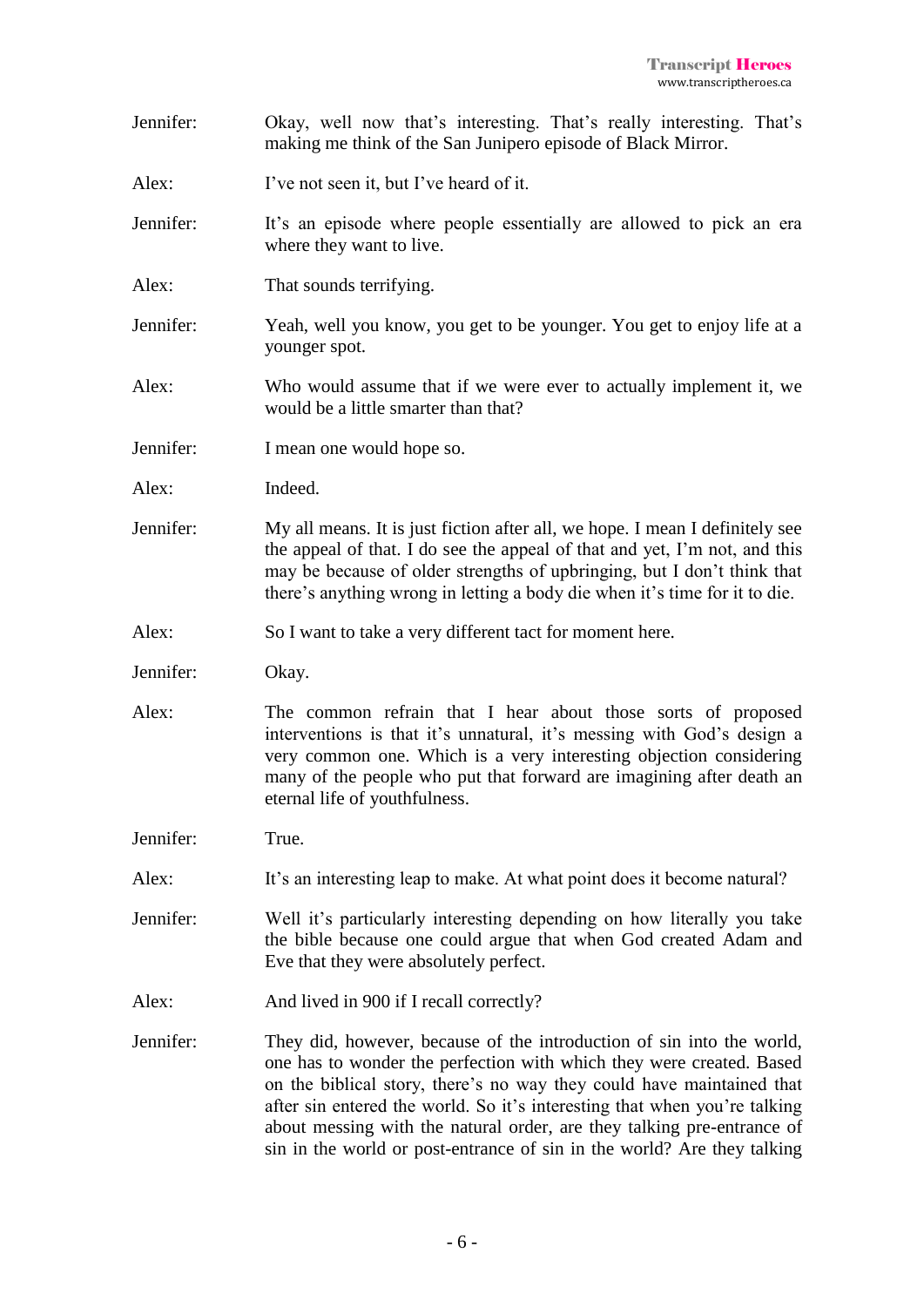Jennifer: Okay, well now that's interesting. That's really interesting. That's making me think of the San Junipero episode of Black Mirror.

Alex: I've not seen it, but I've heard of it.

Jennifer: It's an episode where people essentially are allowed to pick an era where they want to live.

Alex: That sounds terrifying.

Jennifer: Yeah, well you know, you get to be younger. You get to enjoy life at a younger spot.

Alex: Who would assume that if we were ever to actually implement it, we would be a little smarter than that?

Jennifer: I mean one would hope so.

Alex: Indeed.

Jennifer: My all means. It is just fiction after all, we hope. I mean I definitely see the appeal of that. I do see the appeal of that and yet, I'm not, and this may be because of older strengths of upbringing, but I don't think that there's anything wrong in letting a body die when it's time for it to die.

Alex: So I want to take a very different tact for moment here.

Jennifer: Okay.

Alex: The common refrain that I hear about those sorts of proposed interventions is that it's unnatural, it's messing with God's design a very common one. Which is a very interesting objection considering many of the people who put that forward are imagining after death an eternal life of youthfulness.

Jennifer: True.

Alex: It's an interesting leap to make. At what point does it become natural?

Jennifer: Well it's particularly interesting depending on how literally you take the bible because one could argue that when God created Adam and Eve that they were absolutely perfect.

Alex: And lived in 900 if I recall correctly?

Jennifer: They did, however, because of the introduction of sin into the world, one has to wonder the perfection with which they were created. Based on the biblical story, there's no way they could have maintained that after sin entered the world. So it's interesting that when you're talking about messing with the natural order, are they talking pre-entrance of sin in the world or post-entrance of sin in the world? Are they talking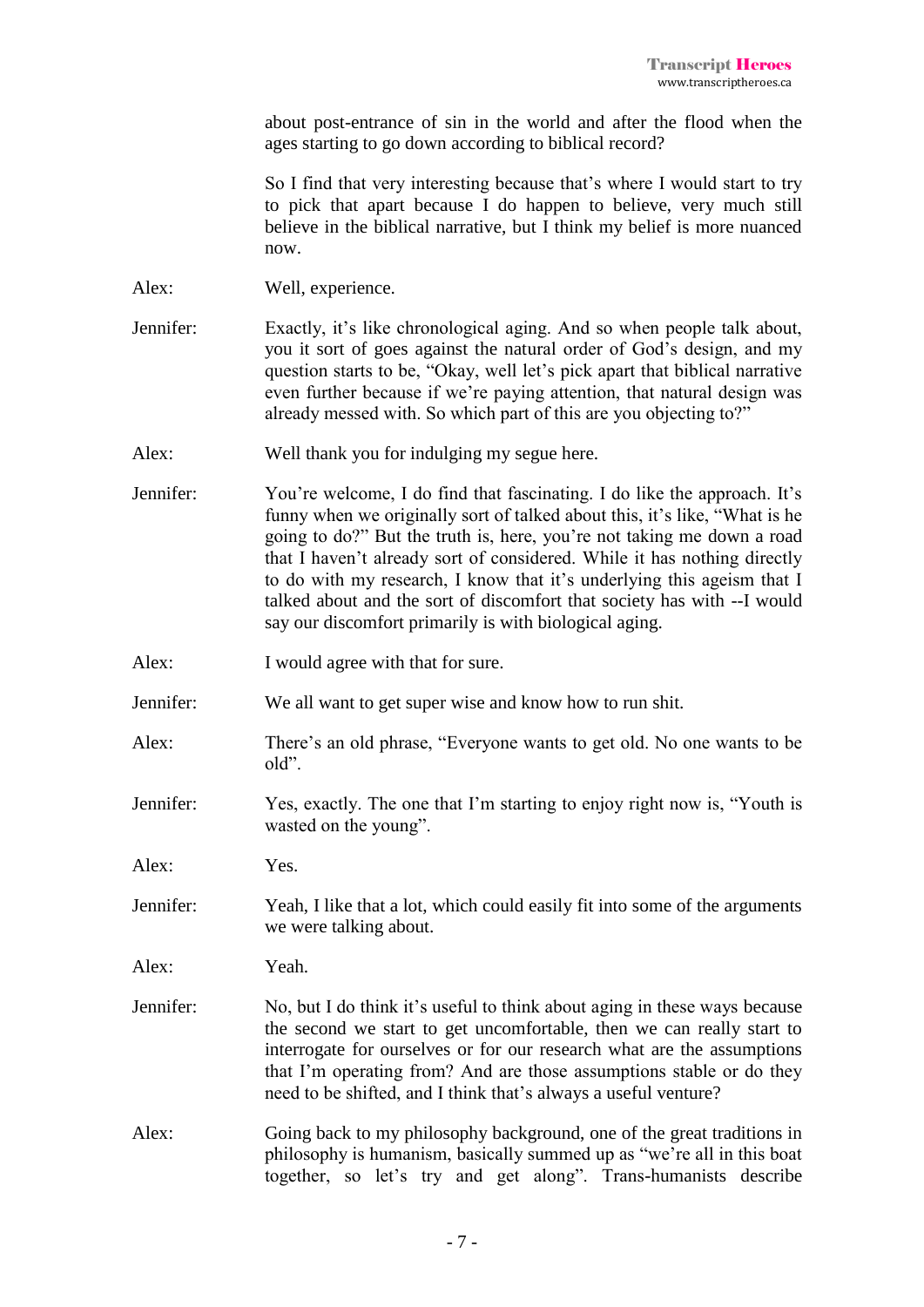about post-entrance of sin in the world and after the flood when the ages starting to go down according to biblical record?

So I find that very interesting because that's where I would start to try to pick that apart because I do happen to believe, very much still believe in the biblical narrative, but I think my belief is more nuanced now.

Alex: Well, experience.

Jennifer: Exactly, it's like chronological aging. And so when people talk about, you it sort of goes against the natural order of God's design, and my question starts to be, "Okay, well let's pick apart that biblical narrative even further because if we're paying attention, that natural design was already messed with. So which part of this are you objecting to?"

Alex: Well thank you for indulging my segue here.

Jennifer: You're welcome, I do find that fascinating. I do like the approach. It's funny when we originally sort of talked about this, it's like, "What is he going to do?" But the truth is, here, you're not taking me down a road that I haven't already sort of considered. While it has nothing directly to do with my research, I know that it's underlying this ageism that I talked about and the sort of discomfort that society has with --I would say our discomfort primarily is with biological aging.

Alex: I would agree with that for sure.

Jennifer: We all want to get super wise and know how to run shit.

Alex: There's an old phrase, "Everyone wants to get old. No one wants to be old".

Jennifer: Yes, exactly. The one that I'm starting to enjoy right now is, "Youth is wasted on the young".

Alex: Yes.

Jennifer: Yeah, I like that a lot, which could easily fit into some of the arguments we were talking about.

Alex: Yeah.

Jennifer: No, but I do think it's useful to think about aging in these ways because the second we start to get uncomfortable, then we can really start to interrogate for ourselves or for our research what are the assumptions that I'm operating from? And are those assumptions stable or do they need to be shifted, and I think that's always a useful venture?

Alex: Going back to my philosophy background, one of the great traditions in philosophy is humanism, basically summed up as "we're all in this boat together, so let's try and get along". Trans-humanists describe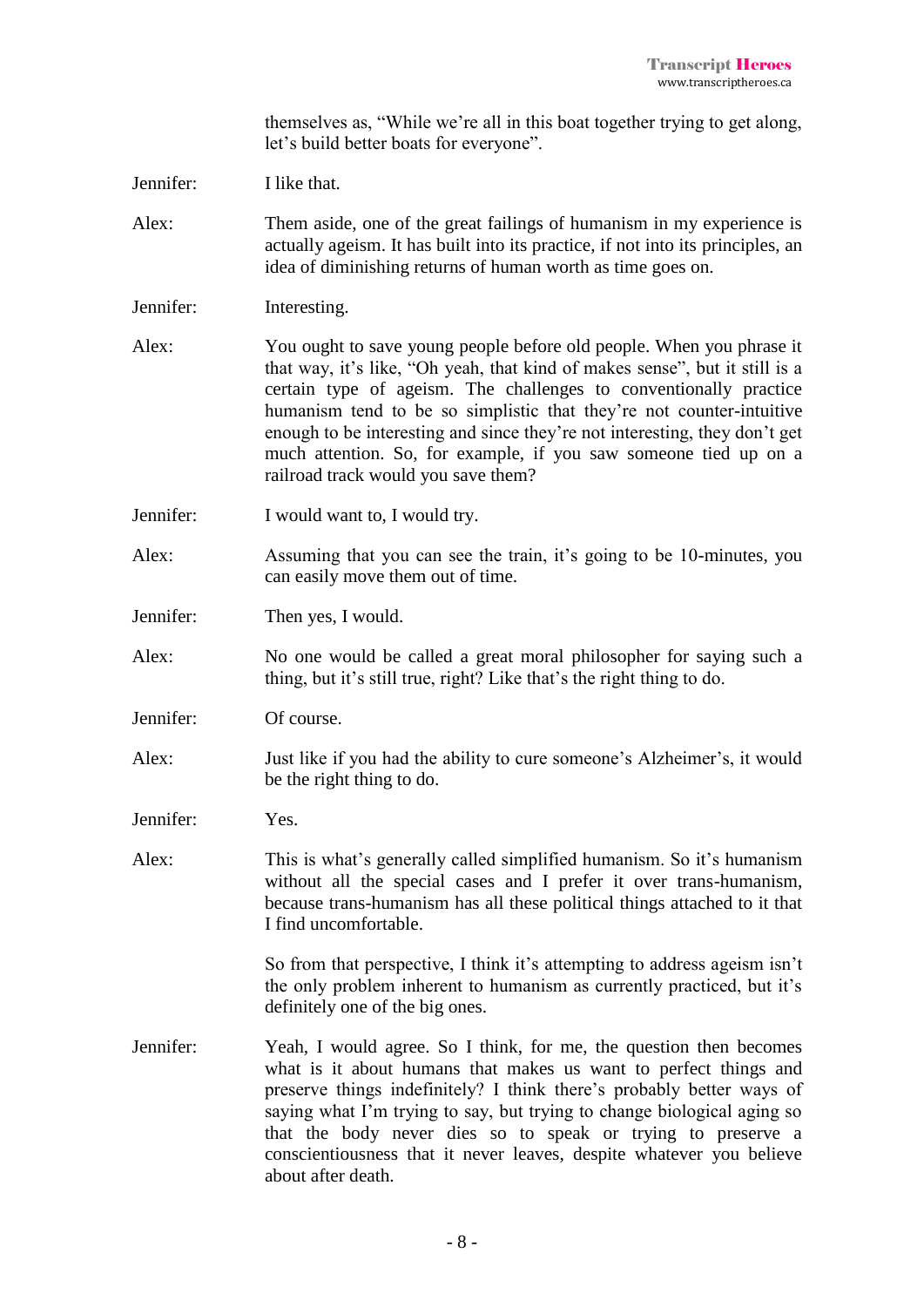themselves as, "While we're all in this boat together trying to get along, let's build better boats for everyone".

Jennifer: I like that.

Alex: Them aside, one of the great failings of humanism in my experience is actually ageism. It has built into its practice, if not into its principles, an idea of diminishing returns of human worth as time goes on.

Jennifer: Interesting.

Alex: You ought to save young people before old people. When you phrase it that way, it's like, "Oh yeah, that kind of makes sense", but it still is a certain type of ageism. The challenges to conventionally practice humanism tend to be so simplistic that they're not counter-intuitive enough to be interesting and since they're not interesting, they don't get much attention. So, for example, if you saw someone tied up on a railroad track would you save them?

Jennifer: I would want to, I would try.

Alex: Assuming that you can see the train, it's going to be 10-minutes, you can easily move them out of time.

Jennifer: Then yes, I would.

Alex: No one would be called a great moral philosopher for saying such a thing, but it's still true, right? Like that's the right thing to do.

Jennifer: Of course.

Alex: Just like if you had the ability to cure someone's Alzheimer's, it would be the right thing to do.

Jennifer: Yes.

Alex: This is what's generally called simplified humanism. So it's humanism without all the special cases and I prefer it over trans-humanism, because trans-humanism has all these political things attached to it that I find uncomfortable.

So from that perspective, I think it's attempting to address ageism isn't the only problem inherent to humanism as currently practiced, but it's definitely one of the big ones.

Jennifer: Yeah, I would agree. So I think, for me, the question then becomes what is it about humans that makes us want to perfect things and preserve things indefinitely? I think there's probably better ways of saying what I'm trying to say, but trying to change biological aging so that the body never dies so to speak or trying to preserve a conscientiousness that it never leaves, despite whatever you believe about after death.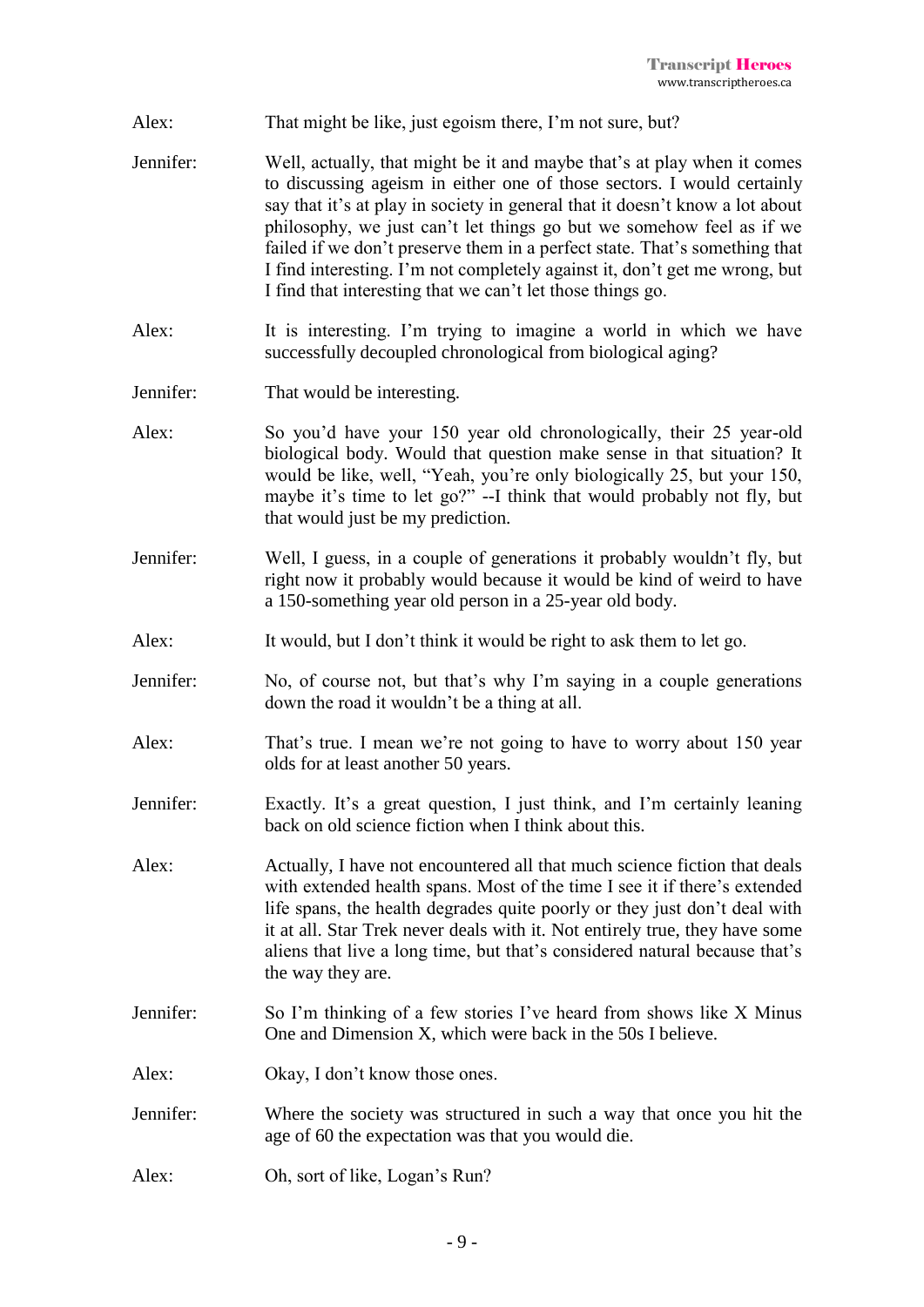**Alex:** That might be like, just egoism there, I'm not sure, but?

**Jennifer:** Well, actually, that might be it and maybe that's at play when it comes to discussing ageism in either one of those sectors. I would certainly say that it's at play in society in general that it doesn't know a lot about philosophy, we just can't let things go but we somehow feel as if we failed if we don't preserve them in a perfect state. That's something that I find interesting. I'm not completely against it, don't get me wrong, but I find that interesting that we can't let those things go.

**Alex:** It is interesting. I'm trying to imagine a world in which we have successfully decoupled chronological from biological aging?

**Jennifer:** That would be interesting.

**Alex:** So you'd have your 150 year old chronologically, their 25 year-old biological body. Would that question make sense in that situation? It would be like, well, "Yeah, you're only biologically 25, but your 150, maybe it's time to let go?" --I think that would probably not fly, but that would just be my prediction.

**Jennifer:** Well, I guess, in a couple of generations it probably wouldn't fly, but right now it probably would because it would be kind of weird to have a 150-something year old person in a 25-year old body.

**Alex:** It would, but I don't think it would be right to ask them to let go.

**Jennifer:** No, of course not, but that's why I'm saying in a couple generations down the road it wouldn't be a thing at all.

**Alex:** That's true. I mean we're not going to have to worry about 150 year olds for at least another 50 years.

**Jennifer:** Exactly. It's a great question, I just think, and I'm certainly leaning back on old science fiction when I think about this.

**Alex:** Actually, I have not encountered all that much science fiction that deals with extended health spans. Most of the time I see it if there's extended life spans, the health degrades quite poorly or they just don't deal with it at all. Star Trek never deals with it. Not entirely true, they have some aliens that live a long time, but that's considered natural because that's the way they are.

**Jennifer:** So I'm thinking of a few stories I've heard from shows like X Minus One and Dimension X, which were back in the 50s I believe.

**Alex:** Okay, I don't know those ones.

**Jennifer:** Where the society was structured in such a way that once you hit the age of 60 the expectation was that you would die.

**Alex:** Oh, sort of like, Logan's Run?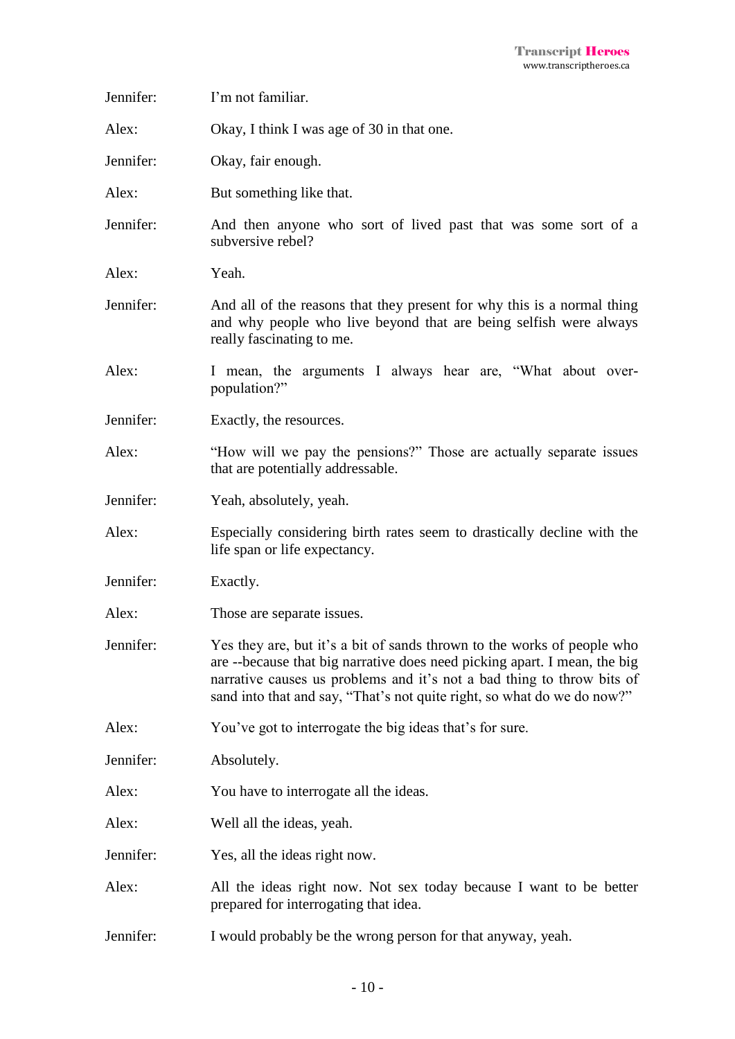Jennifer: I'm not familiar.

Alex: Okay, I think I was age of 30 in that one.

Jennifer: Okay, fair enough.

Alex: But something like that.

Jennifer: And then anyone who sort of lived past that was some sort of a subversive rebel?

Alex: Yeah.

Jennifer: And all of the reasons that they present for why this is a normal thing and why people who live beyond that are being selfish were always really fascinating to me.

Alex: I mean, the arguments I always hear are, "What about over-population?"

Jennifer: Exactly, the resources.

Alex: "How will we pay the pensions?" Those are actually separate issues that are potentially addressable.

Jennifer: Yeah, absolutely, yeah.

Alex: Especially considering birth rates seem to drastically decline with the life span or life expectancy.

Jennifer: Exactly.

Alex: Those are separate issues.

Jennifer: Yes they are, but it's a bit of sands thrown to the works of people who are --because that big narrative does need picking apart. I mean, the big narrative causes us problems and it's not a bad thing to throw bits of sand into that and say, "That's not quite right, so what do we do now?"

Alex: You've got to interrogate the big ideas that's for sure.

Jennifer: Absolutely.

Alex: You have to interrogate all the ideas.

Alex: Well all the ideas, yeah.

Jennifer: Yes, all the ideas right now.

Alex: All the ideas right now. Not sex today because I want to be better prepared for interrogating that idea.

Jennifer: I would probably be the wrong person for that anyway, yeah.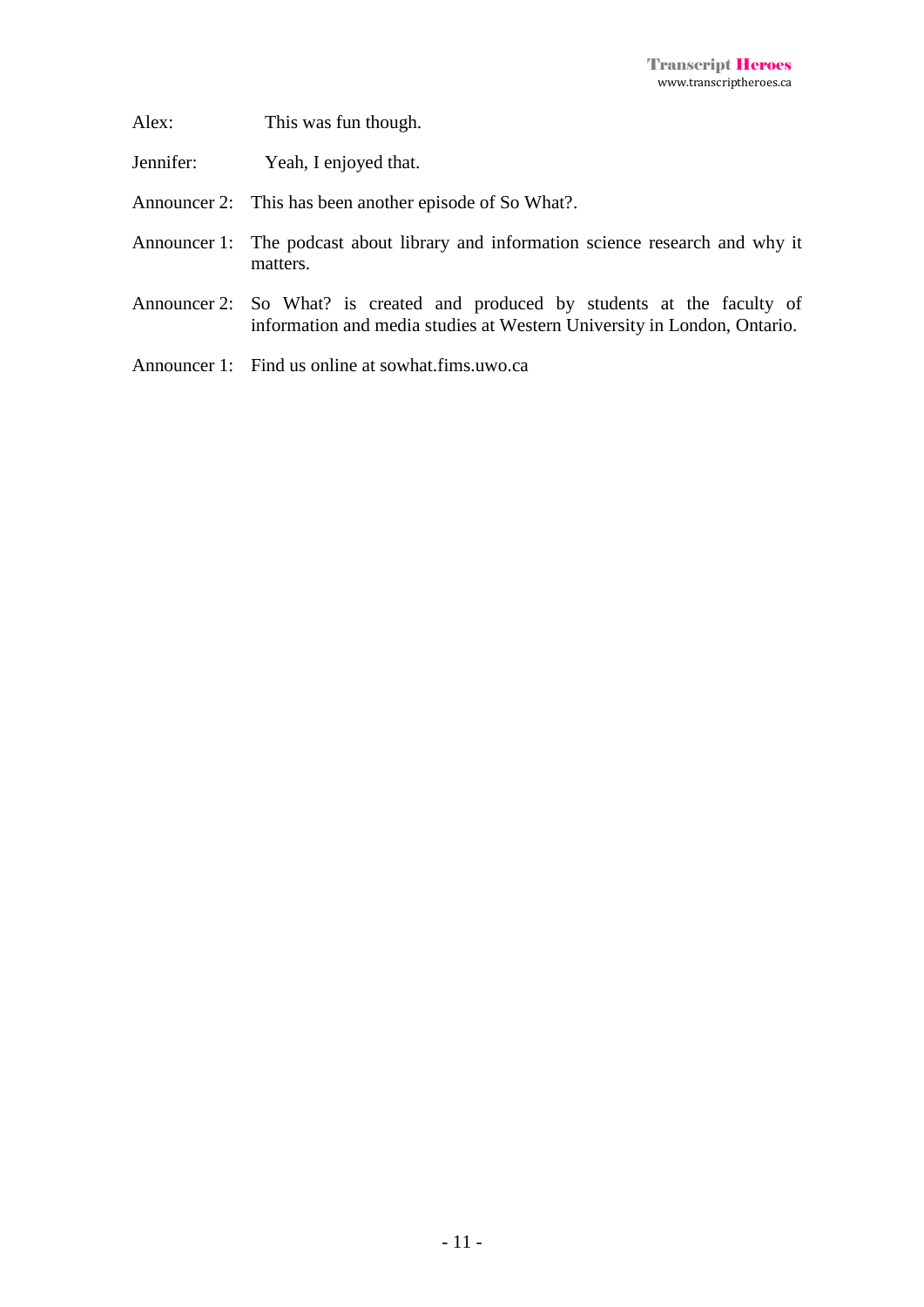Alex: This was fun though.

Jennifer: Yeah, I enjoyed that.

Announcer 2: This has been another episode of So What?.

Announcer 1: The podcast about library and information science research and why it matters.

Announcer 2: So What? is created and produced by students at the faculty of information and media studies at Western University in London, Ontario.

Announcer 1: Find us online at sowhat.fims.uwo.ca